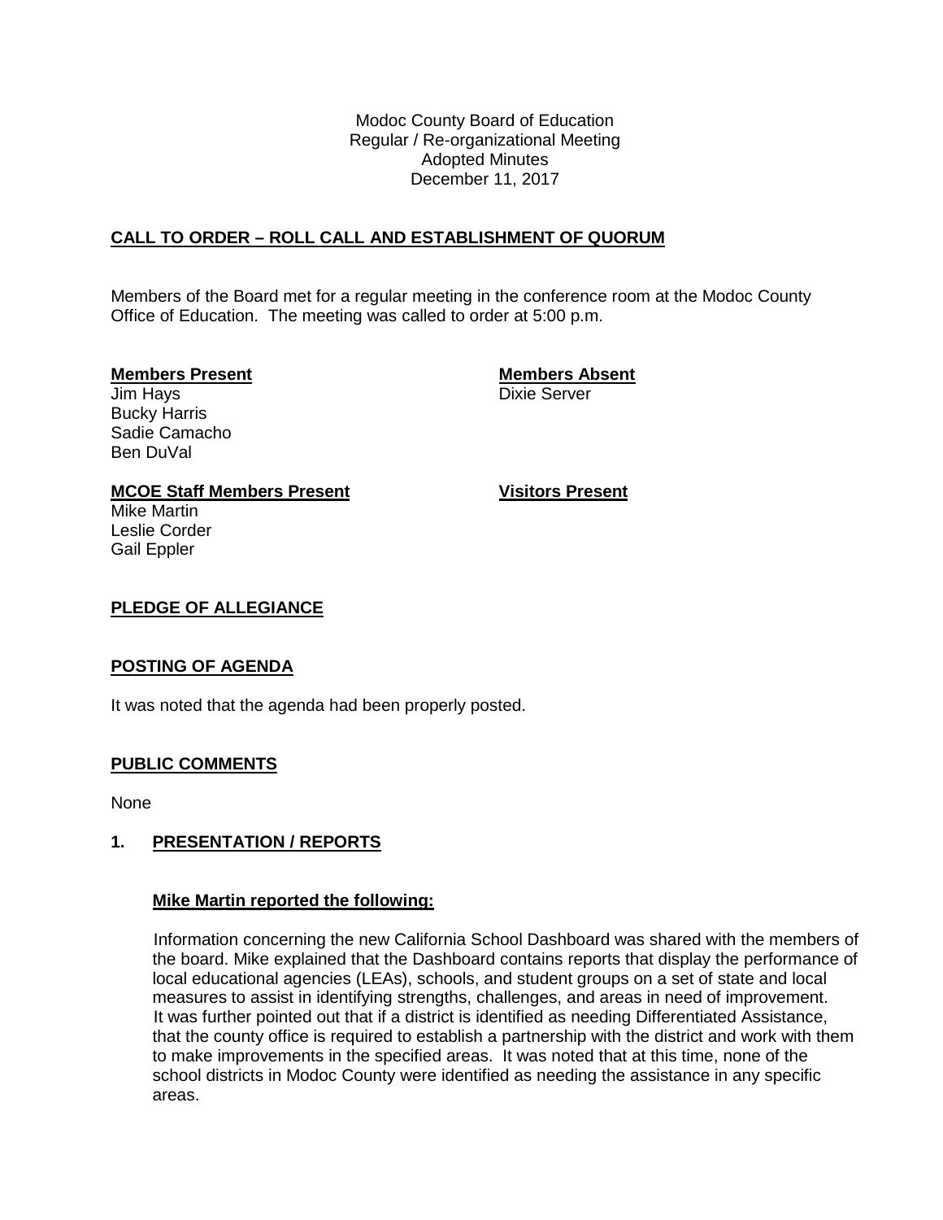Modoc County Board of Education
Regular / Re-organizational Meeting
Adopted Minutes
December 11, 2017

## CALL TO ORDER – ROLL CALL AND ESTABLISHMENT OF QUORUM

Members of the Board met for a regular meeting in the conference room at the Modoc County Office of Education. The meeting was called to order at 5:00 p.m.

**Members Present**
Jim Hays
Bucky Harris
Sadie Camacho
Ben DuVal

**Members Absent**
Dixie Server

**MCOE Staff Members Present**
Mike Martin
Leslie Corder
Gail Eppler

**Visitors Present**

## PLEDGE OF ALLEGIANCE

## POSTING OF AGENDA

It was noted that the agenda had been properly posted.

## PUBLIC COMMENTS

None

## 1. PRESENTATION / REPORTS

### Mike Martin reported the following:

Information concerning the new California School Dashboard was shared with the members of the board. Mike explained that the Dashboard contains reports that display the performance of local educational agencies (LEAs), schools, and student groups on a set of state and local measures to assist in identifying strengths, challenges, and areas in need of improvement. It was further pointed out that if a district is identified as needing Differentiated Assistance, that the county office is required to establish a partnership with the district and work with them to make improvements in the specified areas. It was noted that at this time, none of the school districts in Modoc County were identified as needing the assistance in any specific areas.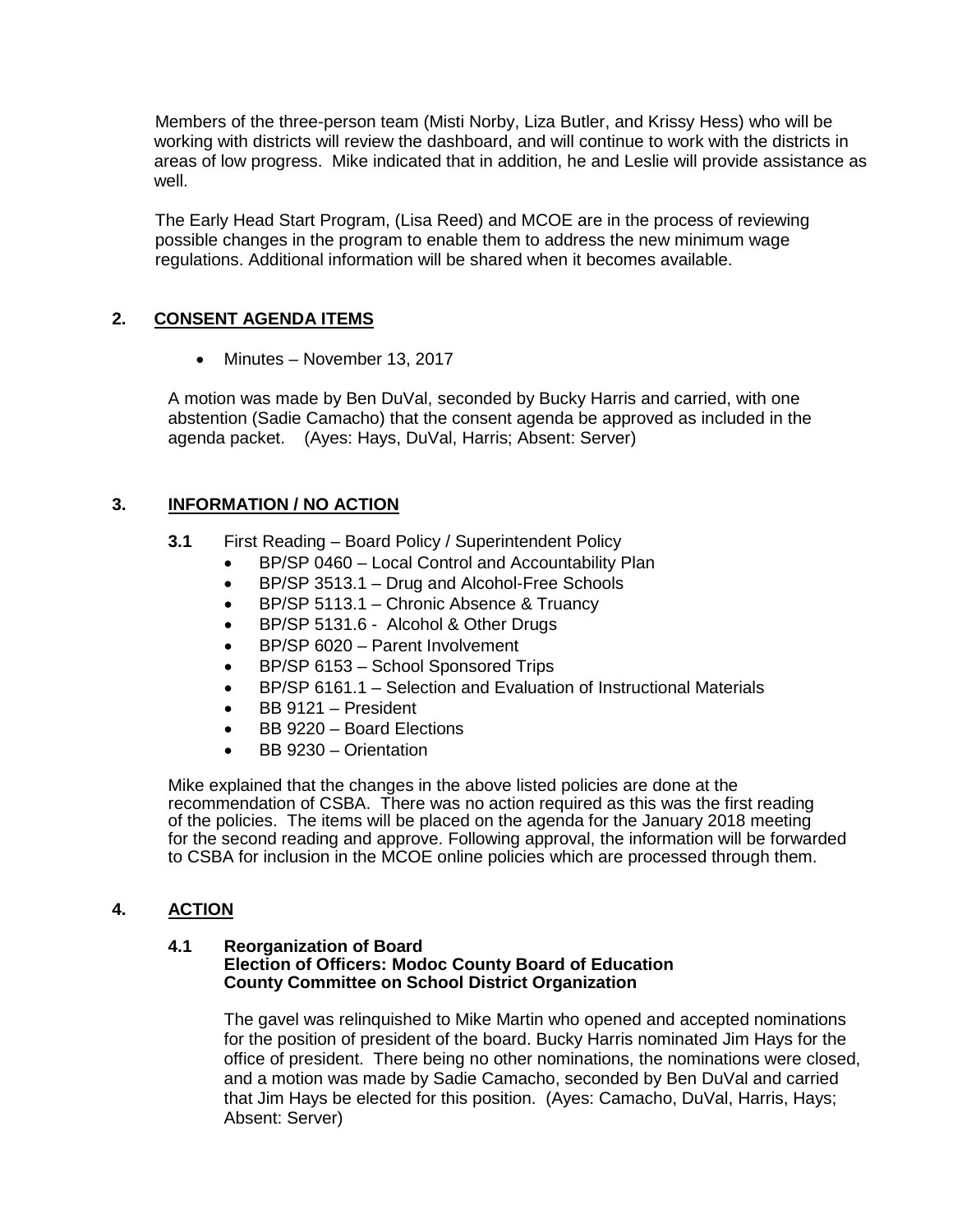Members of the three-person team (Misti Norby, Liza Butler, and Krissy Hess) who will be working with districts will review the dashboard, and will continue to work with the districts in areas of low progress. Mike indicated that in addition, he and Leslie will provide assistance as well.

The Early Head Start Program, (Lisa Reed) and MCOE are in the process of reviewing possible changes in the program to enable them to address the new minimum wage regulations. Additional information will be shared when it becomes available.

## 2. CONSENT AGENDA ITEMS

- Minutes – November 13, 2017

A motion was made by Ben DuVal, seconded by Bucky Harris and carried, with one abstention (Sadie Camacho) that the consent agenda be approved as included in the agenda packet. (Ayes: Hays, DuVal, Harris; Absent: Server)

## 3. INFORMATION / NO ACTION

**3.1** First Reading – Board Policy / Superintendent Policy

- BP/SP 0460 – Local Control and Accountability Plan
- BP/SP 3513.1 – Drug and Alcohol-Free Schools
- BP/SP 5113.1 – Chronic Absence & Truancy
- BP/SP 5131.6 - Alcohol & Other Drugs
- BP/SP 6020 – Parent Involvement
- BP/SP 6153 – School Sponsored Trips
- BP/SP 6161.1 – Selection and Evaluation of Instructional Materials
- BB 9121 – President
- BB 9220 – Board Elections
- BB 9230 – Orientation

Mike explained that the changes in the above listed policies are done at the recommendation of CSBA. There was no action required as this was the first reading of the policies. The items will be placed on the agenda for the January 2018 meeting for the second reading and approve. Following approval, the information will be forwarded to CSBA for inclusion in the MCOE online policies which are processed through them.

## 4. ACTION

**4.1 Reorganization of Board**
**Election of Officers: Modoc County Board of Education**
**County Committee on School District Organization**

The gavel was relinquished to Mike Martin who opened and accepted nominations for the position of president of the board. Bucky Harris nominated Jim Hays for the office of president. There being no other nominations, the nominations were closed, and a motion was made by Sadie Camacho, seconded by Ben DuVal and carried that Jim Hays be elected for this position. (Ayes: Camacho, DuVal, Harris, Hays; Absent: Server)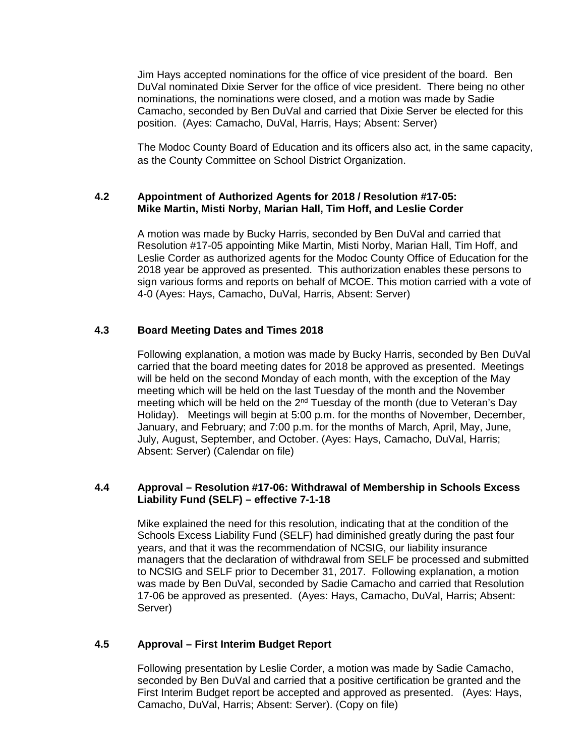Jim Hays accepted nominations for the office of vice president of the board. Ben DuVal nominated Dixie Server for the office of vice president. There being no other nominations, the nominations were closed, and a motion was made by Sadie Camacho, seconded by Ben DuVal and carried that Dixie Server be elected for this position. (Ayes: Camacho, DuVal, Harris, Hays; Absent: Server)

The Modoc County Board of Education and its officers also act, in the same capacity, as the County Committee on School District Organization.

**4.2 Appointment of Authorized Agents for 2018 / Resolution #17-05: Mike Martin, Misti Norby, Marian Hall, Tim Hoff, and Leslie Corder**

A motion was made by Bucky Harris, seconded by Ben DuVal and carried that Resolution #17-05 appointing Mike Martin, Misti Norby, Marian Hall, Tim Hoff, and Leslie Corder as authorized agents for the Modoc County Office of Education for the 2018 year be approved as presented. This authorization enables these persons to sign various forms and reports on behalf of MCOE. This motion carried with a vote of 4-0 (Ayes: Hays, Camacho, DuVal, Harris, Absent: Server)

**4.3 Board Meeting Dates and Times 2018**

Following explanation, a motion was made by Bucky Harris, seconded by Ben DuVal carried that the board meeting dates for 2018 be approved as presented. Meetings will be held on the second Monday of each month, with the exception of the May meeting which will be held on the last Tuesday of the month and the November meeting which will be held on the 2nd Tuesday of the month (due to Veteran's Day Holiday). Meetings will begin at 5:00 p.m. for the months of November, December, January, and February; and 7:00 p.m. for the months of March, April, May, June, July, August, September, and October. (Ayes: Hays, Camacho, DuVal, Harris; Absent: Server) (Calendar on file)

**4.4 Approval – Resolution #17-06: Withdrawal of Membership in Schools Excess Liability Fund (SELF) – effective 7-1-18**

Mike explained the need for this resolution, indicating that at the condition of the Schools Excess Liability Fund (SELF) had diminished greatly during the past four years, and that it was the recommendation of NCSIG, our liability insurance managers that the declaration of withdrawal from SELF be processed and submitted to NCSIG and SELF prior to December 31, 2017. Following explanation, a motion was made by Ben DuVal, seconded by Sadie Camacho and carried that Resolution 17-06 be approved as presented. (Ayes: Hays, Camacho, DuVal, Harris; Absent: Server)

**4.5 Approval – First Interim Budget Report**

Following presentation by Leslie Corder, a motion was made by Sadie Camacho, seconded by Ben DuVal and carried that a positive certification be granted and the First Interim Budget report be accepted and approved as presented. (Ayes: Hays, Camacho, DuVal, Harris; Absent: Server). (Copy on file)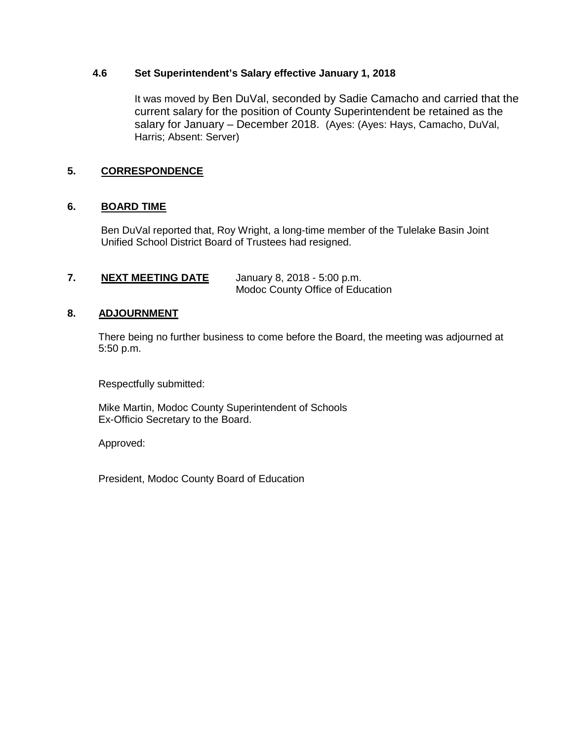**4.6 Set Superintendent's Salary effective January 1, 2018**

It was moved by Ben DuVal, seconded by Sadie Camacho and carried that the current salary for the position of County Superintendent be retained as the salary for January – December 2018. (Ayes: (Ayes: Hays, Camacho, DuVal, Harris; Absent: Server)

## 5. CORRESPONDENCE

## 6. BOARD TIME

Ben DuVal reported that, Roy Wright, a long-time member of the Tulelake Basin Joint Unified School District Board of Trustees had resigned.

## 7. NEXT MEETING DATE

January 8, 2018 - 5:00 p.m.
Modoc County Office of Education

## 8. ADJOURNMENT

There being no further business to come before the Board, the meeting was adjourned at 5:50 p.m.

Respectfully submitted:

Mike Martin, Modoc County Superintendent of Schools
Ex-Officio Secretary to the Board.

Approved:

President, Modoc County Board of Education